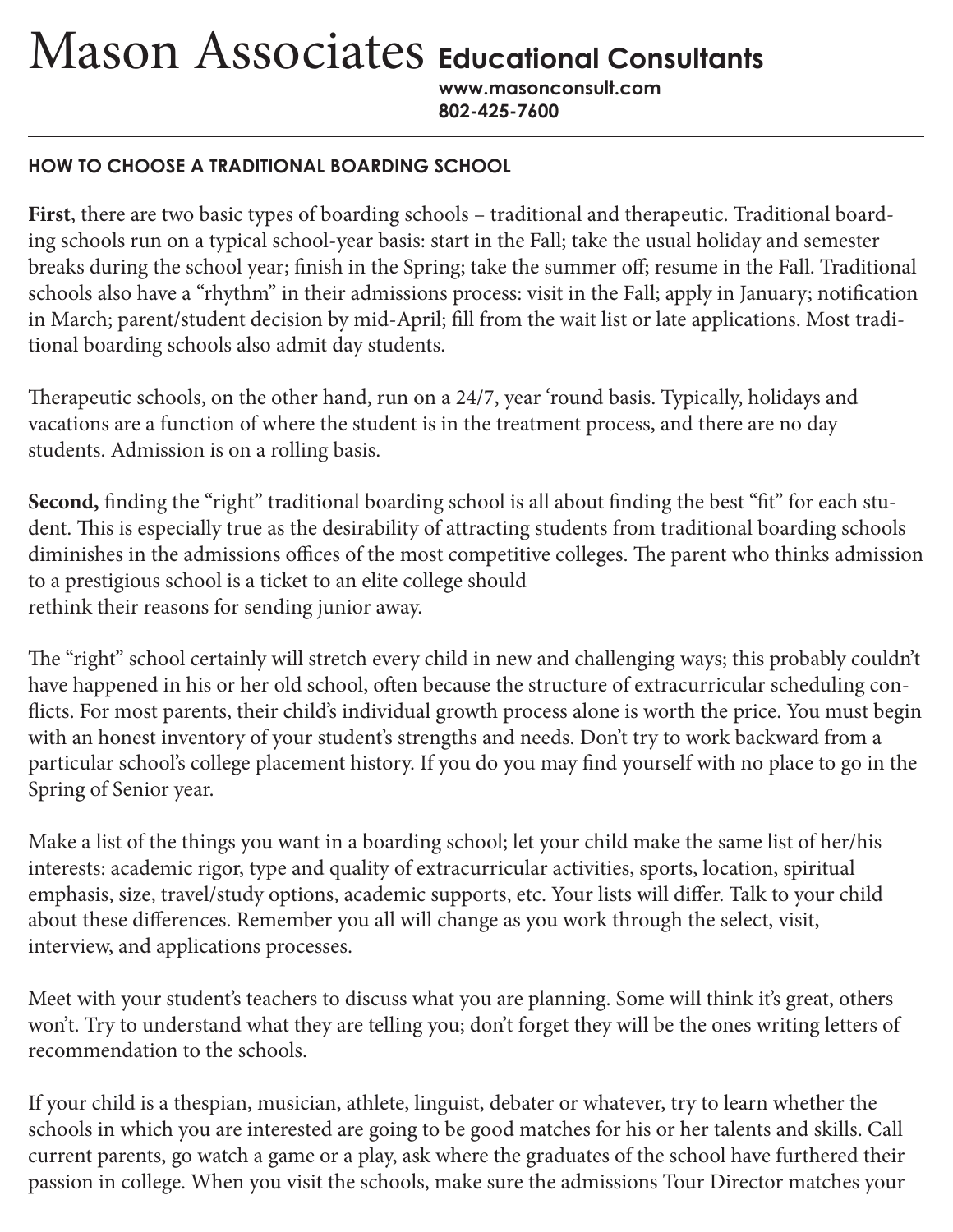# Mason Associates **Educational Consultants**

**www.masonconsult.com**
**802-425-7600**

---

## HOW TO CHOOSE A TRADITIONAL BOARDING SCHOOL

**First**, there are two basic types of boarding schools – traditional and therapeutic. Traditional boarding schools run on a typical school-year basis: start in the Fall; take the usual holiday and semester breaks during the school year; finish in the Spring; take the summer off; resume in the Fall. Traditional schools also have a "rhythm" in their admissions process: visit in the Fall; apply in January; notification in March; parent/student decision by mid-April; fill from the wait list or late applications. Most traditional boarding schools also admit day students.

Therapeutic schools, on the other hand, run on a 24/7, year 'round basis. Typically, holidays and vacations are a function of where the student is in the treatment process, and there are no day students. Admission is on a rolling basis.

**Second,** finding the "right" traditional boarding school is all about finding the best "fit" for each student. This is especially true as the desirability of attracting students from traditional boarding schools diminishes in the admissions offices of the most competitive colleges. The parent who thinks admission to a prestigious school is a ticket to an elite college should rethink their reasons for sending junior away.

The "right" school certainly will stretch every child in new and challenging ways; this probably couldn't have happened in his or her old school, often because the structure of extracurricular scheduling conflicts. For most parents, their child's individual growth process alone is worth the price. You must begin with an honest inventory of your student's strengths and needs. Don't try to work backward from a particular school's college placement history. If you do you may find yourself with no place to go in the Spring of Senior year.

Make a list of the things you want in a boarding school; let your child make the same list of her/his interests: academic rigor, type and quality of extracurricular activities, sports, location, spiritual emphasis, size, travel/study options, academic supports, etc. Your lists will differ. Talk to your child about these differences. Remember you all will change as you work through the select, visit, interview, and applications processes.

Meet with your student's teachers to discuss what you are planning. Some will think it's great, others won't. Try to understand what they are telling you; don't forget they will be the ones writing letters of recommendation to the schools.

If your child is a thespian, musician, athlete, linguist, debater or whatever, try to learn whether the schools in which you are interested are going to be good matches for his or her talents and skills. Call current parents, go watch a game or a play, ask where the graduates of the school have furthered their passion in college. When you visit the schools, make sure the admissions Tour Director matches your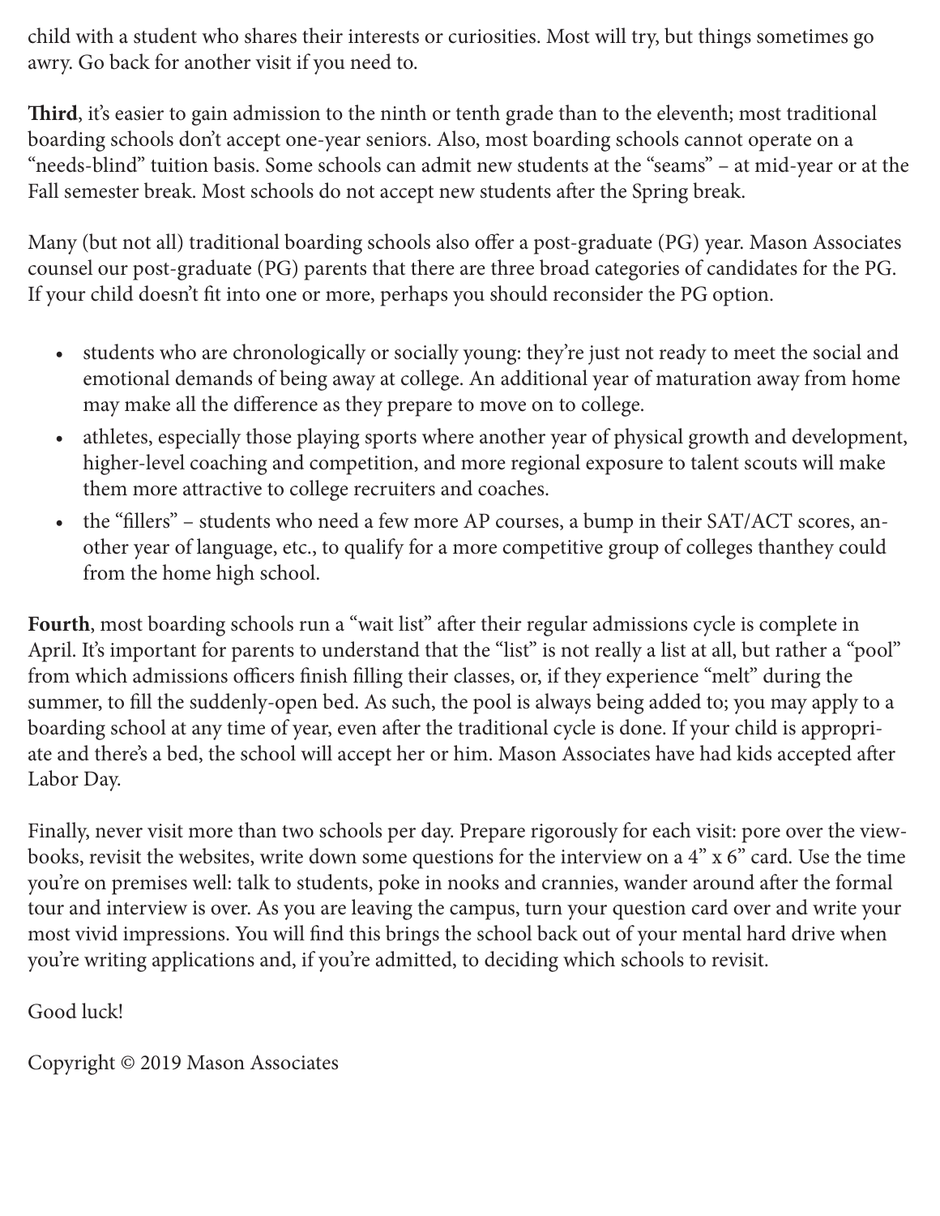child with a student who shares their interests or curiosities. Most will try, but things sometimes go awry. Go back for another visit if you need to.

**Third**, it's easier to gain admission to the ninth or tenth grade than to the eleventh; most traditional boarding schools don't accept one-year seniors. Also, most boarding schools cannot operate on a "needs-blind" tuition basis. Some schools can admit new students at the "seams" – at mid-year or at the Fall semester break. Most schools do not accept new students after the Spring break.

Many (but not all) traditional boarding schools also offer a post-graduate (PG) year. Mason Associates counsel our post-graduate (PG) parents that there are three broad categories of candidates for the PG. If your child doesn't fit into one or more, perhaps you should reconsider the PG option.

- students who are chronologically or socially young: they're just not ready to meet the social and emotional demands of being away at college. An additional year of maturation away from home may make all the difference as they prepare to move on to college.
- athletes, especially those playing sports where another year of physical growth and development, higher-level coaching and competition, and more regional exposure to talent scouts will make them more attractive to college recruiters and coaches.
- the "fillers" – students who need a few more AP courses, a bump in their SAT/ACT scores, another year of language, etc., to qualify for a more competitive group of colleges thanthey could from the home high school.

**Fourth**, most boarding schools run a "wait list" after their regular admissions cycle is complete in April. It's important for parents to understand that the "list" is not really a list at all, but rather a "pool" from which admissions officers finish filling their classes, or, if they experience "melt" during the summer, to fill the suddenly-open bed. As such, the pool is always being added to; you may apply to a boarding school at any time of year, even after the traditional cycle is done. If your child is appropriate and there's a bed, the school will accept her or him. Mason Associates have had kids accepted after Labor Day.

Finally, never visit more than two schools per day. Prepare rigorously for each visit: pore over the viewbooks, revisit the websites, write down some questions for the interview on a 4" x 6" card. Use the time you're on premises well: talk to students, poke in nooks and crannies, wander around after the formal tour and interview is over. As you are leaving the campus, turn your question card over and write your most vivid impressions. You will find this brings the school back out of your mental hard drive when you're writing applications and, if you're admitted, to deciding which schools to revisit.

Good luck!

Copyright © 2019 Mason Associates